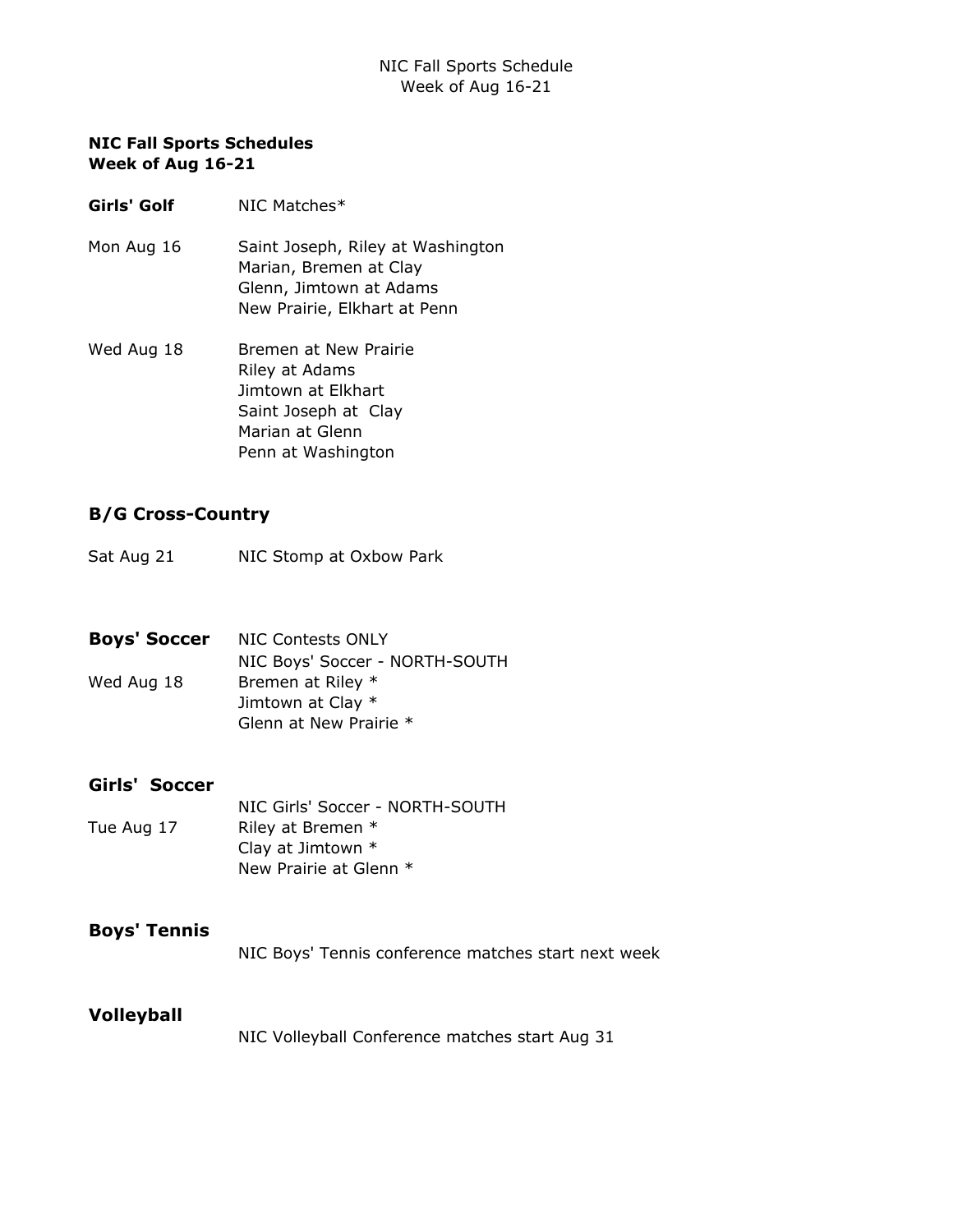NIC Fall Sports Schedule
Week of Aug 16-21

**NIC Fall Sports Schedules**
**Week of Aug 16-21**

**Girls' Golf** NIC Matches*

Mon Aug 16
Saint Joseph, Riley at Washington
Marian, Bremen at Clay
Glenn, Jimtown at Adams
New Prairie, Elkhart at Penn

Wed Aug 18
Bremen at New Prairie
Riley at Adams
Jimtown at Elkhart
Saint Joseph at Clay
Marian at Glenn
Penn at Washington

## B/G Cross-Country

Sat Aug 21 NIC Stomp at Oxbow Park

## Boys' Soccer

NIC Contests ONLY
NIC Boys' Soccer - NORTH-SOUTH

Wed Aug 18
Bremen at Riley *
Jimtown at Clay *
Glenn at New Prairie *

## Girls' Soccer

NIC Girls' Soccer - NORTH-SOUTH

Tue Aug 17
Riley at Bremen *
Clay at Jimtown *
New Prairie at Glenn *

## Boys' Tennis

NIC Boys' Tennis conference matches start next week

## Volleyball

NIC Volleyball Conference matches start Aug 31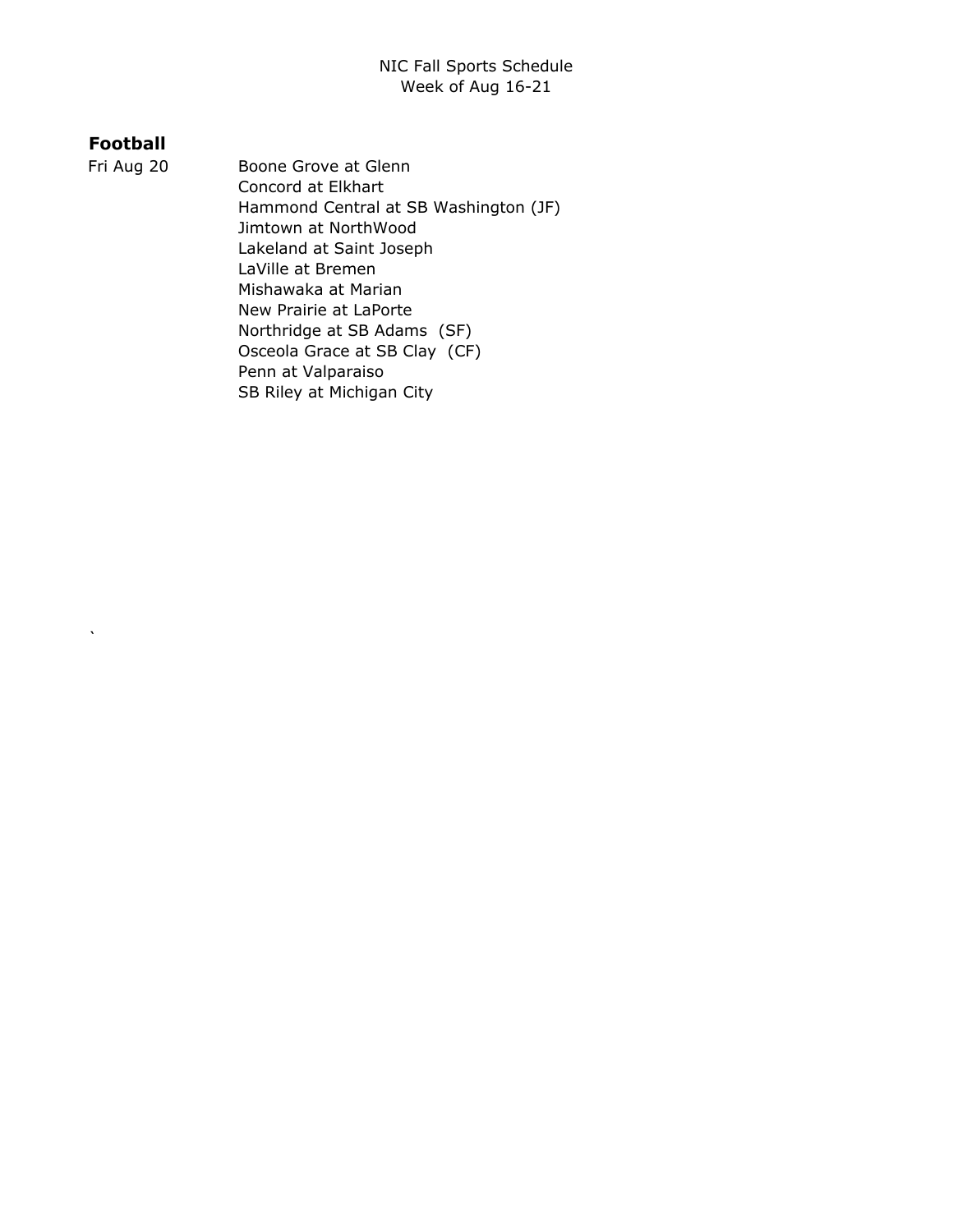NIC Fall Sports Schedule
Week of Aug 16-21

## Football

Fri Aug 20
- Boone Grove at Glenn
- Concord at Elkhart
- Hammond Central at SB Washington (JF)
- Jimtown at NorthWood
- Lakeland at Saint Joseph
- LaVille at Bremen
- Mishawaka at Marian
- New Prairie at LaPorte
- Northridge at SB Adams (SF)
- Osceola Grace at SB Clay (CF)
- Penn at Valparaiso
- SB Riley at Michigan City

`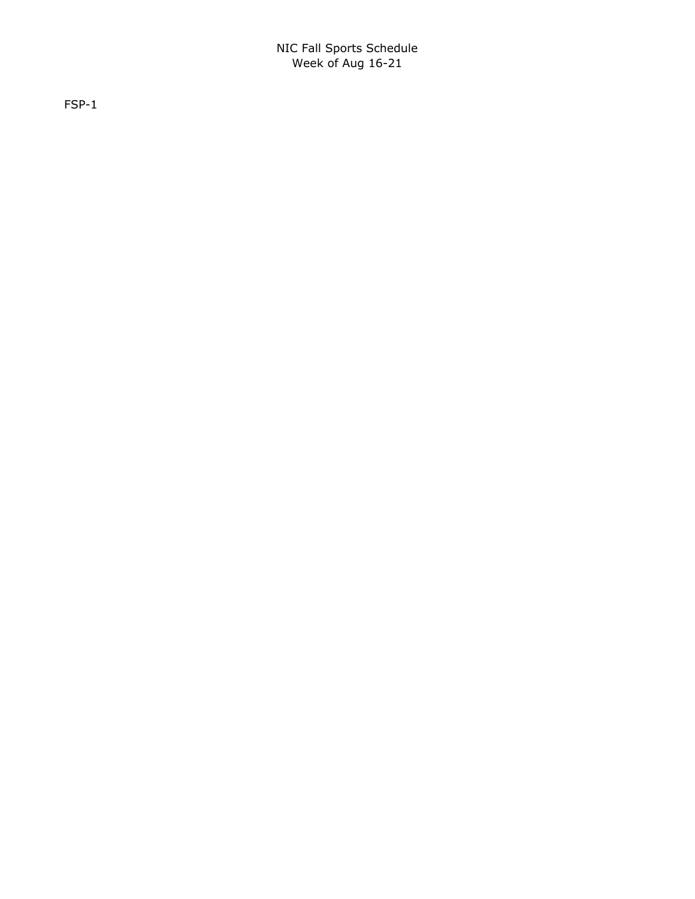NIC Fall Sports Schedule
Week of Aug 16-21

FSP-1